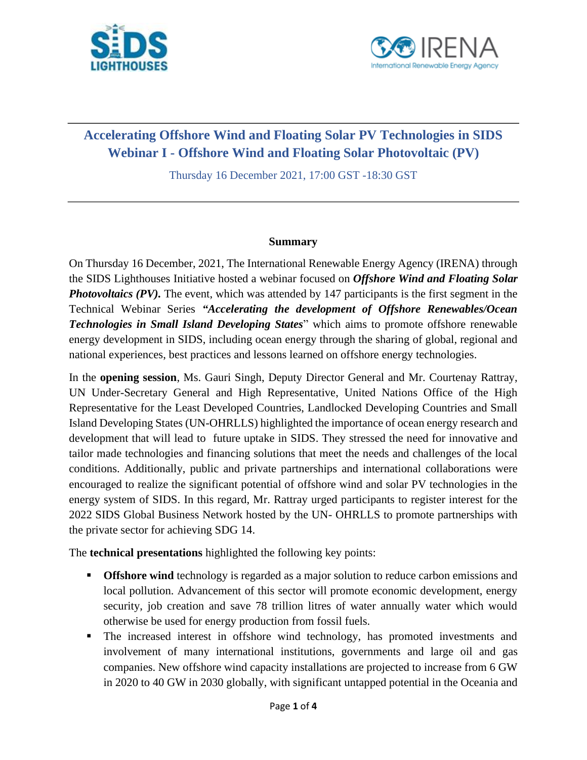# Accelerating Offshore Wind and Floating Solar PV Technologies in SIDS
## Webinar I - Offshore Wind and Floating Solar Photovoltaic (PV)

Thursday 16 December 2021, 17:00 GST -18:30 GST

---

**Summary**

On Thursday 16 December, 2021, The International Renewable Energy Agency (IRENA) through the SIDS Lighthouses Initiative hosted a webinar focused on ***Offshore Wind and Floating Solar Photovoltaics (PV).*** The event, which was attended by 147 participants is the first segment in the Technical Webinar Series ***"Accelerating the development of Offshore Renewables/Ocean Technologies in Small Island Developing States***" which aims to promote offshore renewable energy development in SIDS, including ocean energy through the sharing of global, regional and national experiences, best practices and lessons learned on offshore energy technologies.

In the **opening session**, Ms. Gauri Singh, Deputy Director General and Mr. Courtenay Rattray, UN Under-Secretary General and High Representative, United Nations Office of the High Representative for the Least Developed Countries, Landlocked Developing Countries and Small Island Developing States (UN-OHRLLS) highlighted the importance of ocean energy research and development that will lead to future uptake in SIDS. They stressed the need for innovative and tailor made technologies and financing solutions that meet the needs and challenges of the local conditions. Additionally, public and private partnerships and international collaborations were encouraged to realize the significant potential of offshore wind and solar PV technologies in the energy system of SIDS. In this regard, Mr. Rattray urged participants to register interest for the 2022 SIDS Global Business Network hosted by the UN- OHRLLS to promote partnerships with the private sector for achieving SDG 14.

The **technical presentations** highlighted the following key points:

- **Offshore wind** technology is regarded as a major solution to reduce carbon emissions and local pollution. Advancement of this sector will promote economic development, energy security, job creation and save 78 trillion litres of water annually water which would otherwise be used for energy production from fossil fuels.
- The increased interest in offshore wind technology, has promoted investments and involvement of many international institutions, governments and large oil and gas companies. New offshore wind capacity installations are projected to increase from 6 GW in 2020 to 40 GW in 2030 globally, with significant untapped potential in the Oceania and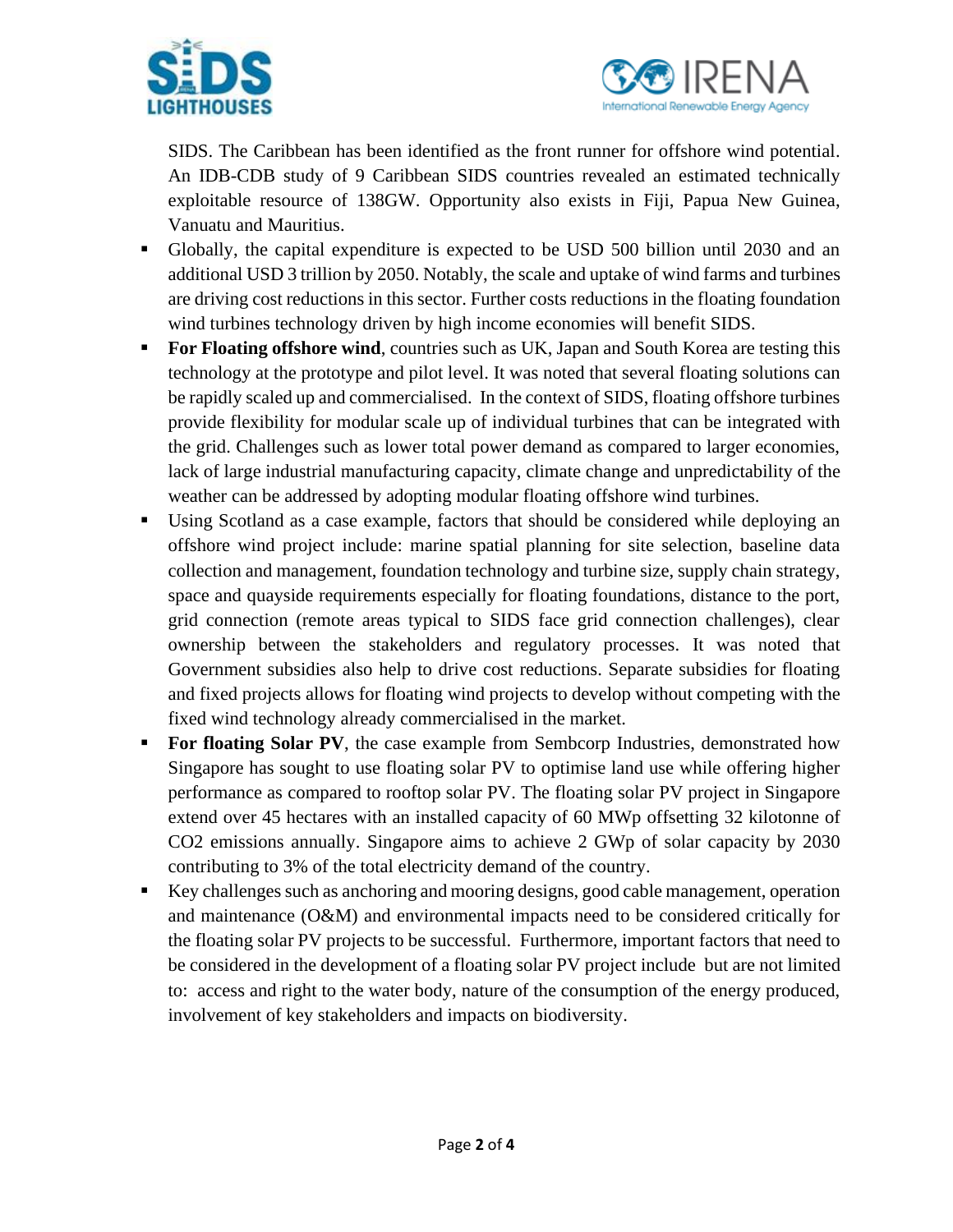SIDS. The Caribbean has been identified as the front runner for offshore wind potential. An IDB-CDB study of 9 Caribbean SIDS countries revealed an estimated technically exploitable resource of 138GW. Opportunity also exists in Fiji, Papua New Guinea, Vanuatu and Mauritius.

- Globally, the capital expenditure is expected to be USD 500 billion until 2030 and an additional USD 3 trillion by 2050. Notably, the scale and uptake of wind farms and turbines are driving cost reductions in this sector. Further costs reductions in the floating foundation wind turbines technology driven by high income economies will benefit SIDS.
- **For Floating offshore wind**, countries such as UK, Japan and South Korea are testing this technology at the prototype and pilot level. It was noted that several floating solutions can be rapidly scaled up and commercialised. In the context of SIDS, floating offshore turbines provide flexibility for modular scale up of individual turbines that can be integrated with the grid. Challenges such as lower total power demand as compared to larger economies, lack of large industrial manufacturing capacity, climate change and unpredictability of the weather can be addressed by adopting modular floating offshore wind turbines.
- Using Scotland as a case example, factors that should be considered while deploying an offshore wind project include: marine spatial planning for site selection, baseline data collection and management, foundation technology and turbine size, supply chain strategy, space and quayside requirements especially for floating foundations, distance to the port, grid connection (remote areas typical to SIDS face grid connection challenges), clear ownership between the stakeholders and regulatory processes. It was noted that Government subsidies also help to drive cost reductions. Separate subsidies for floating and fixed projects allows for floating wind projects to develop without competing with the fixed wind technology already commercialised in the market.
- **For floating Solar PV**, the case example from Sembcorp Industries, demonstrated how Singapore has sought to use floating solar PV to optimise land use while offering higher performance as compared to rooftop solar PV. The floating solar PV project in Singapore extend over 45 hectares with an installed capacity of 60 MWp offsetting 32 kilotonne of $CO_2$ emissions annually. Singapore aims to achieve 2 GWp of solar capacity by 2030 contributing to 3% of the total electricity demand of the country.
- Key challenges such as anchoring and mooring designs, good cable management, operation and maintenance (O&M) and environmental impacts need to be considered critically for the floating solar PV projects to be successful. Furthermore, important factors that need to be considered in the development of a floating solar PV project include but are not limited to: access and right to the water body, nature of the consumption of the energy produced, involvement of key stakeholders and impacts on biodiversity.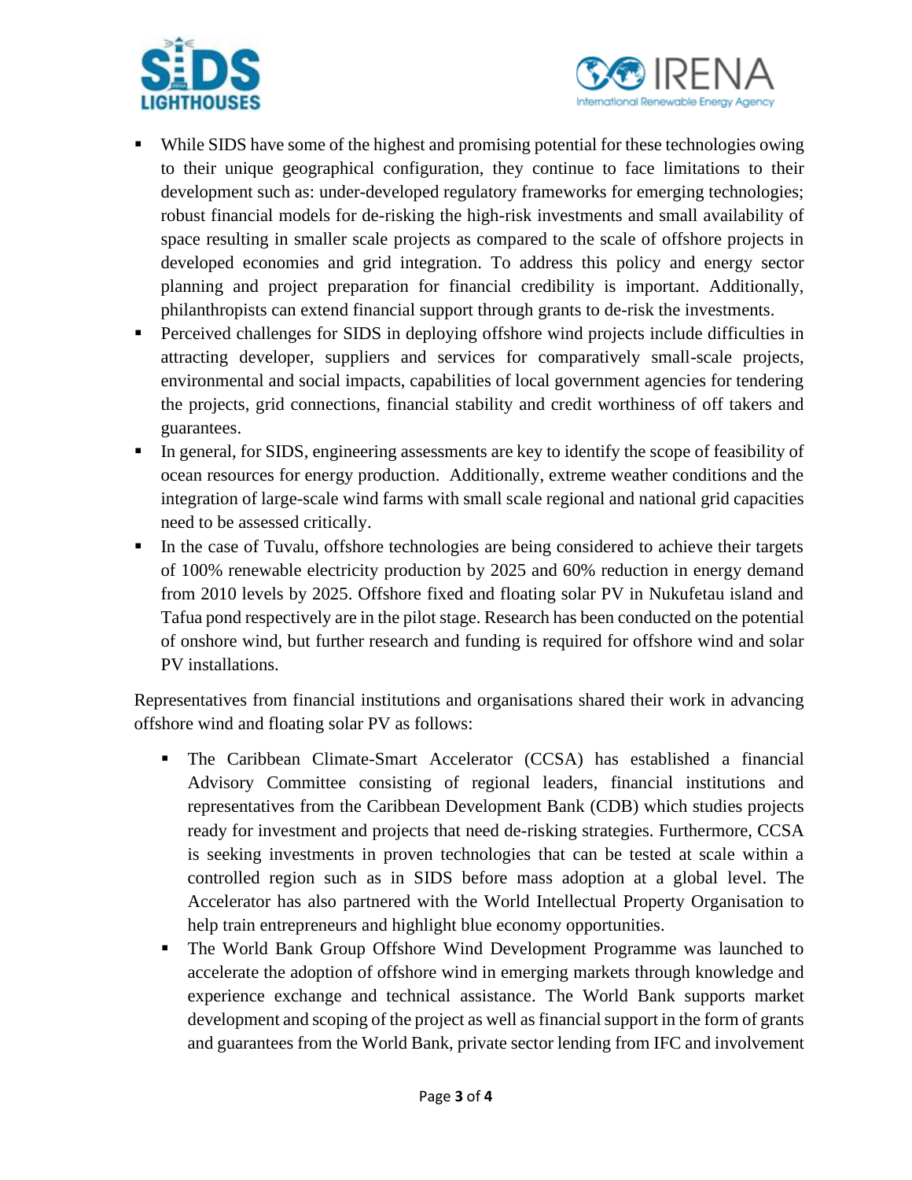- While SIDS have some of the highest and promising potential for these technologies owing to their unique geographical configuration, they continue to face limitations to their development such as: under-developed regulatory frameworks for emerging technologies; robust financial models for de-risking the high-risk investments and small availability of space resulting in smaller scale projects as compared to the scale of offshore projects in developed economies and grid integration. To address this policy and energy sector planning and project preparation for financial credibility is important. Additionally, philanthropists can extend financial support through grants to de-risk the investments.
- Perceived challenges for SIDS in deploying offshore wind projects include difficulties in attracting developer, suppliers and services for comparatively small-scale projects, environmental and social impacts, capabilities of local government agencies for tendering the projects, grid connections, financial stability and credit worthiness of off takers and guarantees.
- In general, for SIDS, engineering assessments are key to identify the scope of feasibility of ocean resources for energy production. Additionally, extreme weather conditions and the integration of large-scale wind farms with small scale regional and national grid capacities need to be assessed critically.
- In the case of Tuvalu, offshore technologies are being considered to achieve their targets of 100% renewable electricity production by 2025 and 60% reduction in energy demand from 2010 levels by 2025. Offshore fixed and floating solar PV in Nukufetau island and Tafua pond respectively are in the pilot stage. Research has been conducted on the potential of onshore wind, but further research and funding is required for offshore wind and solar PV installations.

Representatives from financial institutions and organisations shared their work in advancing offshore wind and floating solar PV as follows:

- The Caribbean Climate-Smart Accelerator (CCSA) has established a financial Advisory Committee consisting of regional leaders, financial institutions and representatives from the Caribbean Development Bank (CDB) which studies projects ready for investment and projects that need de-risking strategies. Furthermore, CCSA is seeking investments in proven technologies that can be tested at scale within a controlled region such as in SIDS before mass adoption at a global level. The Accelerator has also partnered with the World Intellectual Property Organisation to help train entrepreneurs and highlight blue economy opportunities.
- The World Bank Group Offshore Wind Development Programme was launched to accelerate the adoption of offshore wind in emerging markets through knowledge and experience exchange and technical assistance. The World Bank supports market development and scoping of the project as well as financial support in the form of grants and guarantees from the World Bank, private sector lending from IFC and involvement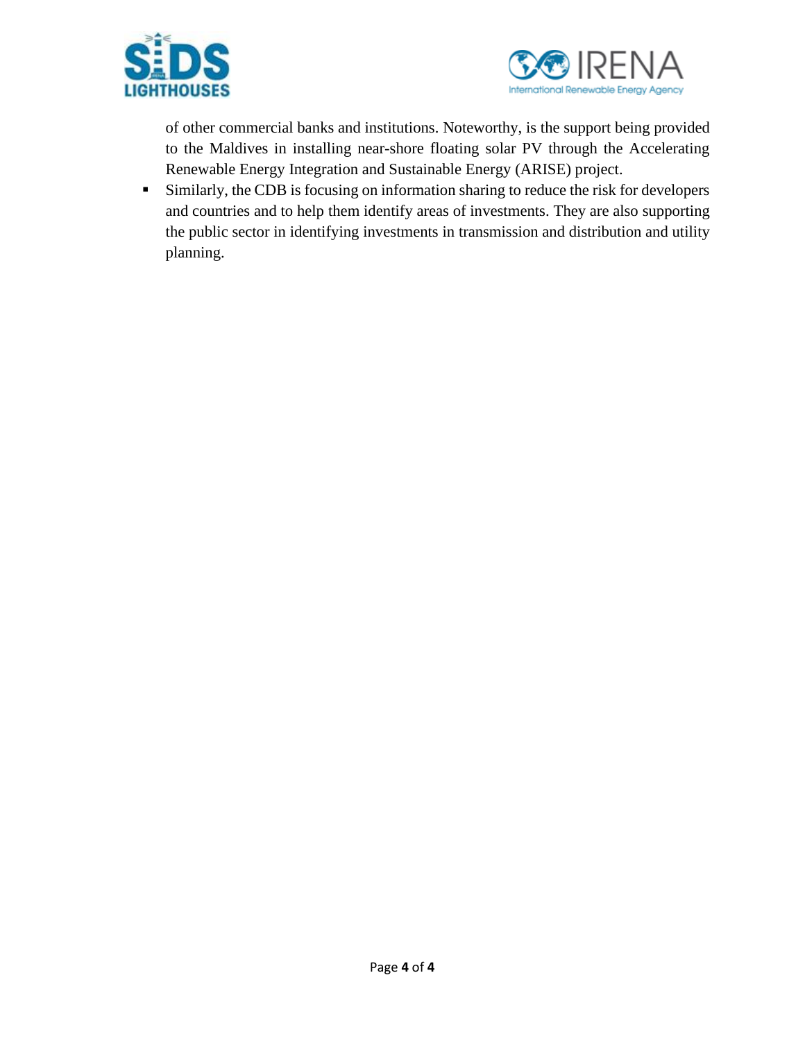of other commercial banks and institutions. Noteworthy, is the support being provided to the Maldives in installing near-shore floating solar PV through the Accelerating Renewable Energy Integration and Sustainable Energy (ARISE) project.

- Similarly, the CDB is focusing on information sharing to reduce the risk for developers and countries and to help them identify areas of investments. They are also supporting the public sector in identifying investments in transmission and distribution and utility planning.